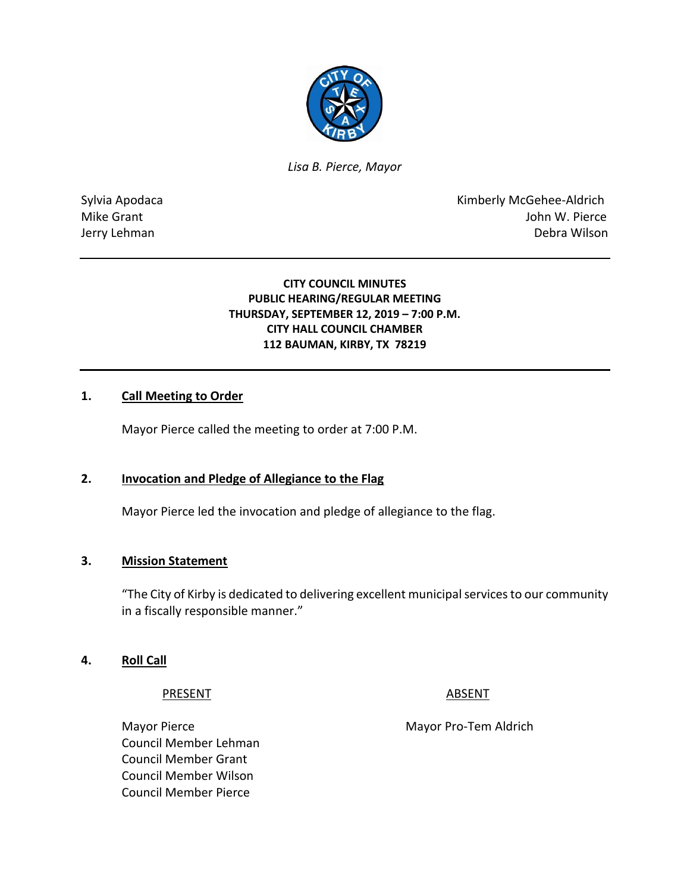*Lisa B. Pierce, Mayor*

Sylvia Apodaca
Mike Grant
Jerry Lehman

Kimberly McGehee-Aldrich
John W. Pierce
Debra Wilson

---

**CITY COUNCIL MINUTES**
**PUBLIC HEARING/REGULAR MEETING**
**THURSDAY, SEPTEMBER 12, 2019 – 7:00 P.M.**
**CITY HALL COUNCIL CHAMBER**
**112 BAUMAN, KIRBY, TX 78219**

---

## 1. Call Meeting to Order

Mayor Pierce called the meeting to order at 7:00 P.M.

## 2. Invocation and Pledge of Allegiance to the Flag

Mayor Pierce led the invocation and pledge of allegiance to the flag.

## 3. Mission Statement

"The City of Kirby is dedicated to delivering excellent municipal services to our community in a fiscally responsible manner."

## 4. Roll Call

| PRESENT | ABSENT |
| --- | --- |
| Mayor Pierce | Mayor Pro-Tem Aldrich |
| Council Member Lehman | |
| Council Member Grant | |
| Council Member Wilson | |
| Council Member Pierce | |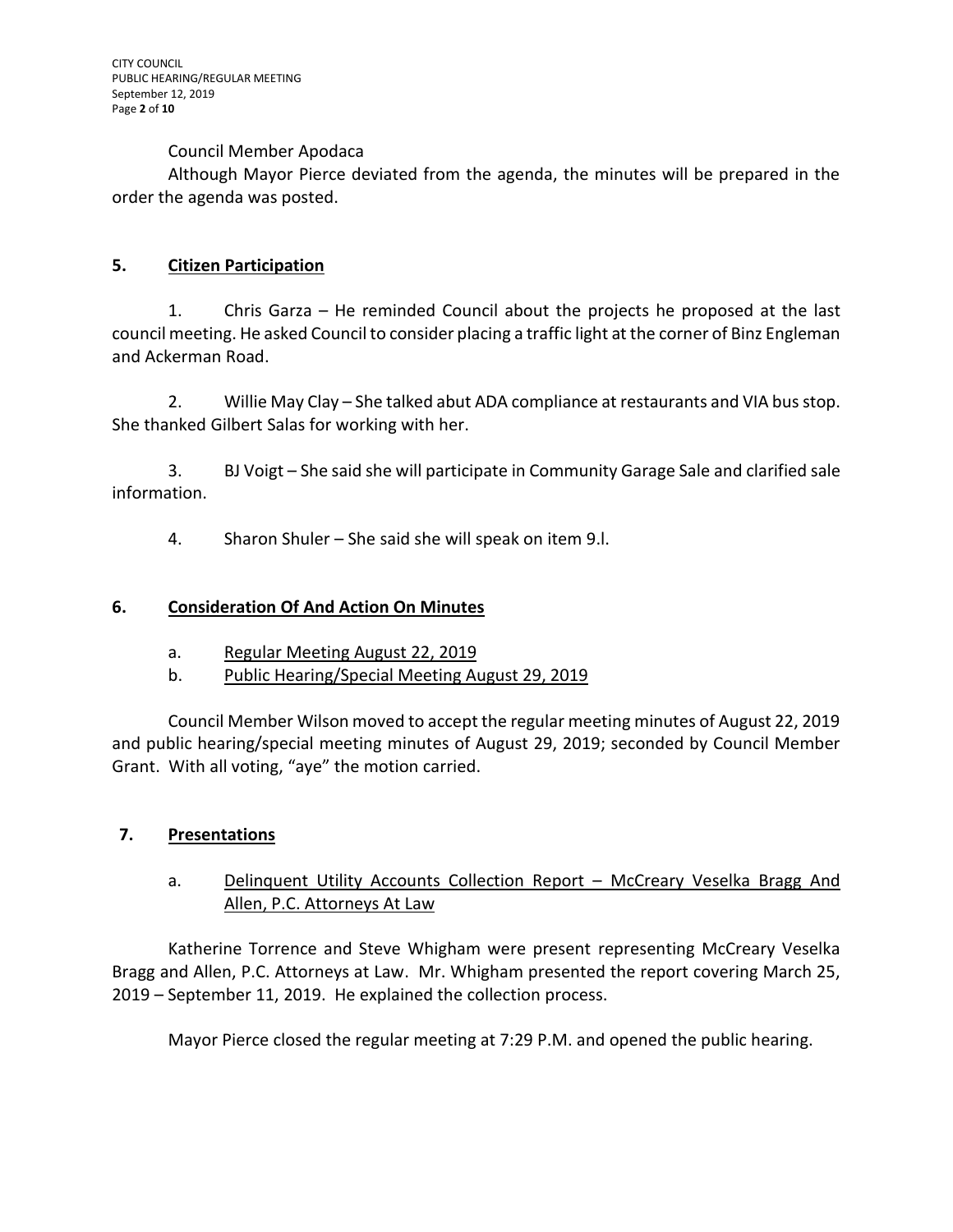Council Member Apodaca

Although Mayor Pierce deviated from the agenda, the minutes will be prepared in the order the agenda was posted.

## 5. Citizen Participation

1. Chris Garza – He reminded Council about the projects he proposed at the last council meeting. He asked Council to consider placing a traffic light at the corner of Binz Engleman and Ackerman Road.

2. Willie May Clay – She talked abut ADA compliance at restaurants and VIA bus stop. She thanked Gilbert Salas for working with her.

3. BJ Voigt – She said she will participate in Community Garage Sale and clarified sale information.

4. Sharon Shuler – She said she will speak on item 9.l.

## 6. Consideration Of And Action On Minutes

a. Regular Meeting August 22, 2019

b. Public Hearing/Special Meeting August 29, 2019

Council Member Wilson moved to accept the regular meeting minutes of August 22, 2019 and public hearing/special meeting minutes of August 29, 2019; seconded by Council Member Grant. With all voting, "aye" the motion carried.

## 7. Presentations

a. Delinquent Utility Accounts Collection Report – McCreary Veselka Bragg And Allen, P.C. Attorneys At Law

Katherine Torrence and Steve Whigham were present representing McCreary Veselka Bragg and Allen, P.C. Attorneys at Law. Mr. Whigham presented the report covering March 25, 2019 – September 11, 2019. He explained the collection process.

Mayor Pierce closed the regular meeting at 7:29 P.M. and opened the public hearing.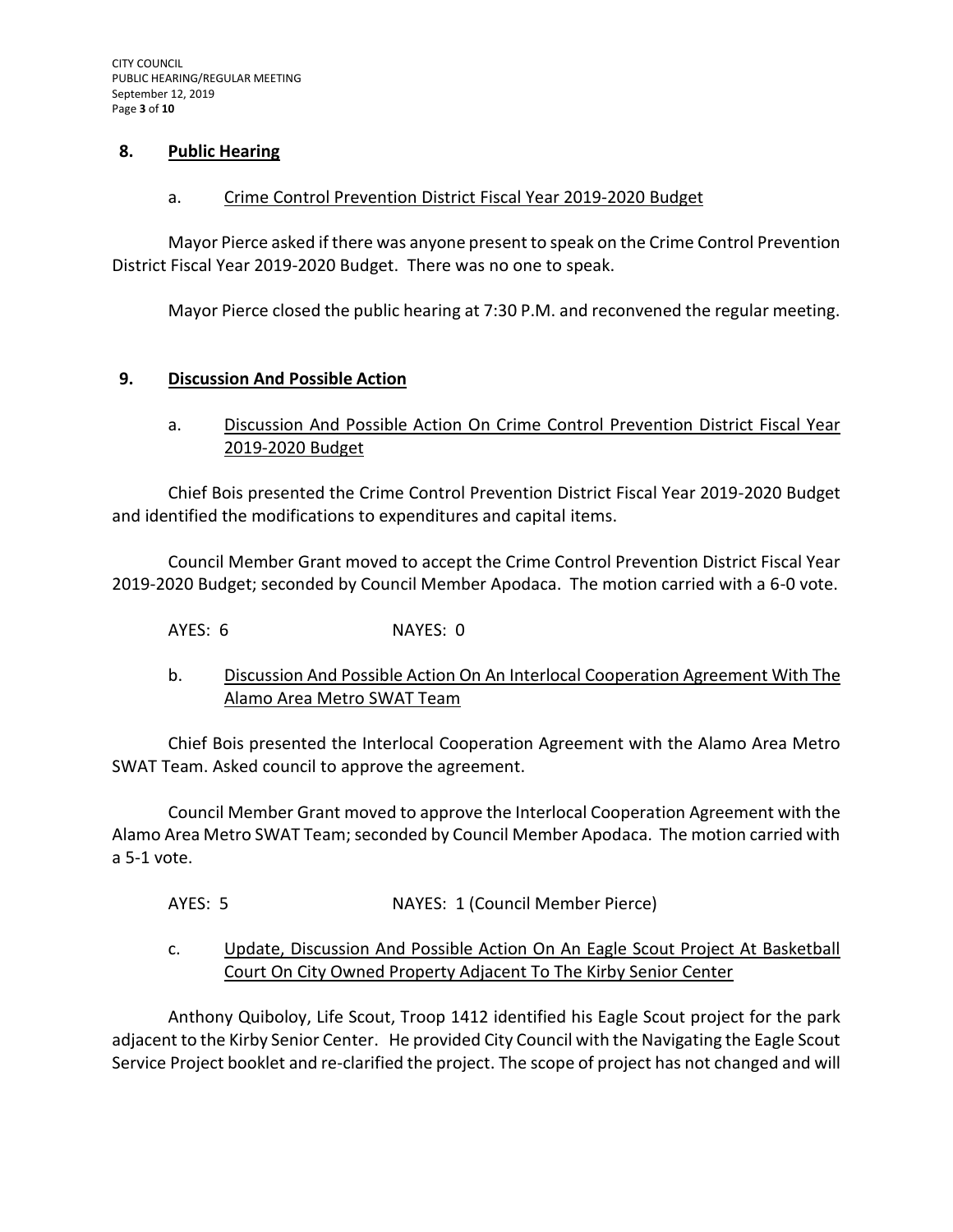## 8. Public Hearing

a. Crime Control Prevention District Fiscal Year 2019-2020 Budget

Mayor Pierce asked if there was anyone present to speak on the Crime Control Prevention District Fiscal Year 2019-2020 Budget. There was no one to speak.

Mayor Pierce closed the public hearing at 7:30 P.M. and reconvened the regular meeting.

## 9. Discussion And Possible Action

a. Discussion And Possible Action On Crime Control Prevention District Fiscal Year 2019-2020 Budget

Chief Bois presented the Crime Control Prevention District Fiscal Year 2019-2020 Budget and identified the modifications to expenditures and capital items.

Council Member Grant moved to accept the Crime Control Prevention District Fiscal Year 2019-2020 Budget; seconded by Council Member Apodaca. The motion carried with a 6-0 vote.

AYES: 6 NAYES: 0

b. Discussion And Possible Action On An Interlocal Cooperation Agreement With The Alamo Area Metro SWAT Team

Chief Bois presented the Interlocal Cooperation Agreement with the Alamo Area Metro SWAT Team. Asked council to approve the agreement.

Council Member Grant moved to approve the Interlocal Cooperation Agreement with the Alamo Area Metro SWAT Team; seconded by Council Member Apodaca. The motion carried with a 5-1 vote.

AYES: 5 NAYES: 1 (Council Member Pierce)

c. Update, Discussion And Possible Action On An Eagle Scout Project At Basketball Court On City Owned Property Adjacent To The Kirby Senior Center

Anthony Quiboloy, Life Scout, Troop 1412 identified his Eagle Scout project for the park adjacent to the Kirby Senior Center. He provided City Council with the Navigating the Eagle Scout Service Project booklet and re-clarified the project. The scope of project has not changed and will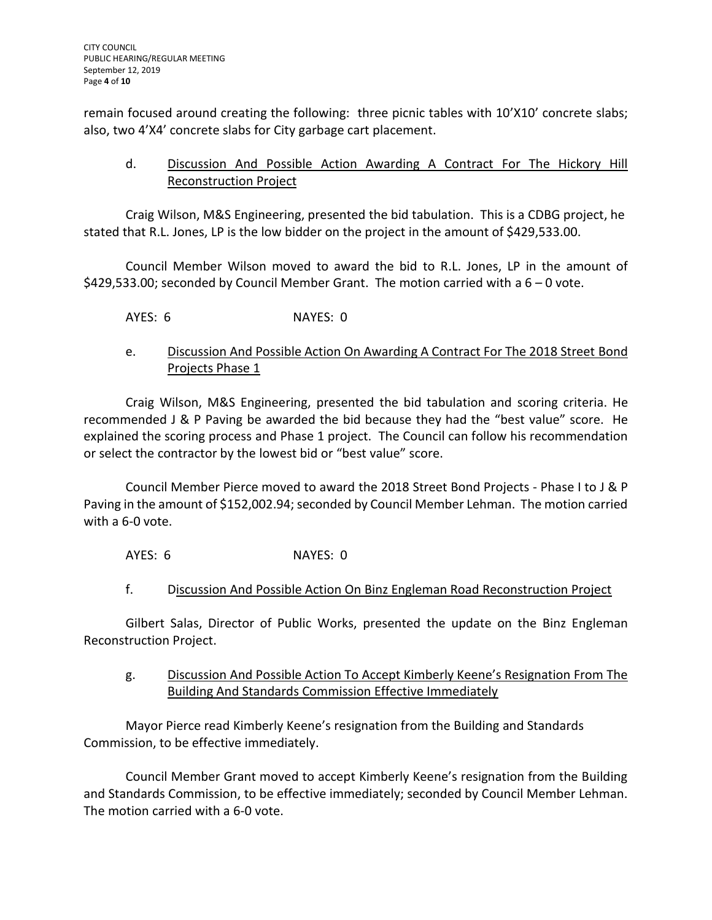remain focused around creating the following: three picnic tables with 10'X10' concrete slabs; also, two 4'X4' concrete slabs for City garbage cart placement.

d. Discussion And Possible Action Awarding A Contract For The Hickory Hill Reconstruction Project

Craig Wilson, M&S Engineering, presented the bid tabulation. This is a CDBG project, he stated that R.L. Jones, LP is the low bidder on the project in the amount of $429,533.00.

Council Member Wilson moved to award the bid to R.L. Jones, LP in the amount of $429,533.00; seconded by Council Member Grant. The motion carried with a 6 – 0 vote.

AYES: 6 NAYES: 0

e. Discussion And Possible Action On Awarding A Contract For The 2018 Street Bond Projects Phase 1

Craig Wilson, M&S Engineering, presented the bid tabulation and scoring criteria. He recommended J & P Paving be awarded the bid because they had the "best value" score. He explained the scoring process and Phase 1 project. The Council can follow his recommendation or select the contractor by the lowest bid or "best value" score.

Council Member Pierce moved to award the 2018 Street Bond Projects - Phase I to J & P Paving in the amount of $152,002.94; seconded by Council Member Lehman. The motion carried with a 6-0 vote.

AYES: 6 NAYES: 0

f. Discussion And Possible Action On Binz Engleman Road Reconstruction Project

Gilbert Salas, Director of Public Works, presented the update on the Binz Engleman Reconstruction Project.

g. Discussion And Possible Action To Accept Kimberly Keene's Resignation From The Building And Standards Commission Effective Immediately

Mayor Pierce read Kimberly Keene's resignation from the Building and Standards Commission, to be effective immediately.

Council Member Grant moved to accept Kimberly Keene's resignation from the Building and Standards Commission, to be effective immediately; seconded by Council Member Lehman. The motion carried with a 6-0 vote.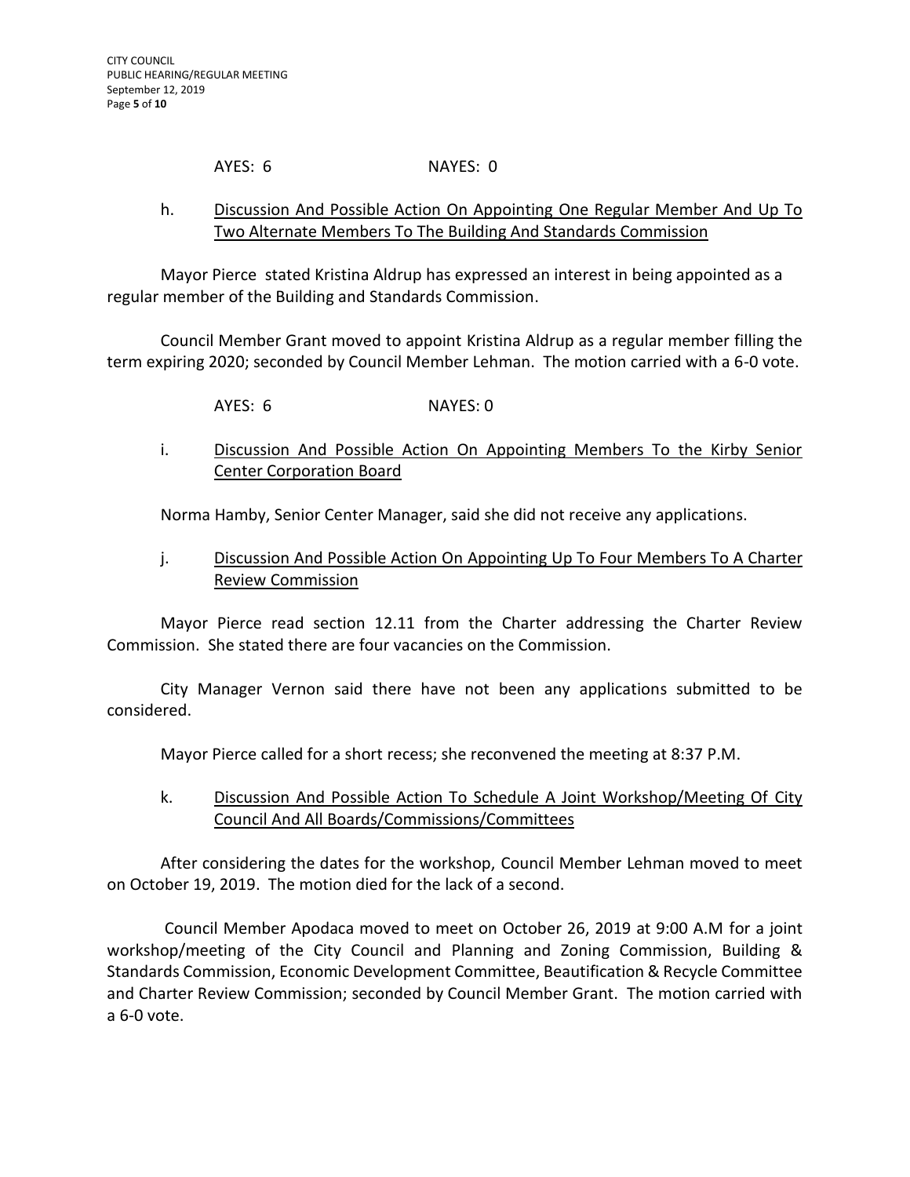AYES: 6 NAYES: 0

h. Discussion And Possible Action On Appointing One Regular Member And Up To Two Alternate Members To The Building And Standards Commission

Mayor Pierce stated Kristina Aldrup has expressed an interest in being appointed as a regular member of the Building and Standards Commission.

Council Member Grant moved to appoint Kristina Aldrup as a regular member filling the term expiring 2020; seconded by Council Member Lehman. The motion carried with a 6-0 vote.

AYES: 6 NAYES: 0

i. Discussion And Possible Action On Appointing Members To the Kirby Senior Center Corporation Board

Norma Hamby, Senior Center Manager, said she did not receive any applications.

j. Discussion And Possible Action On Appointing Up To Four Members To A Charter Review Commission

Mayor Pierce read section 12.11 from the Charter addressing the Charter Review Commission. She stated there are four vacancies on the Commission.

City Manager Vernon said there have not been any applications submitted to be considered.

Mayor Pierce called for a short recess; she reconvened the meeting at 8:37 P.M.

k. Discussion And Possible Action To Schedule A Joint Workshop/Meeting Of City Council And All Boards/Commissions/Committees

After considering the dates for the workshop, Council Member Lehman moved to meet on October 19, 2019. The motion died for the lack of a second.

Council Member Apodaca moved to meet on October 26, 2019 at 9:00 A.M for a joint workshop/meeting of the City Council and Planning and Zoning Commission, Building & Standards Commission, Economic Development Committee, Beautification & Recycle Committee and Charter Review Commission; seconded by Council Member Grant. The motion carried with a 6-0 vote.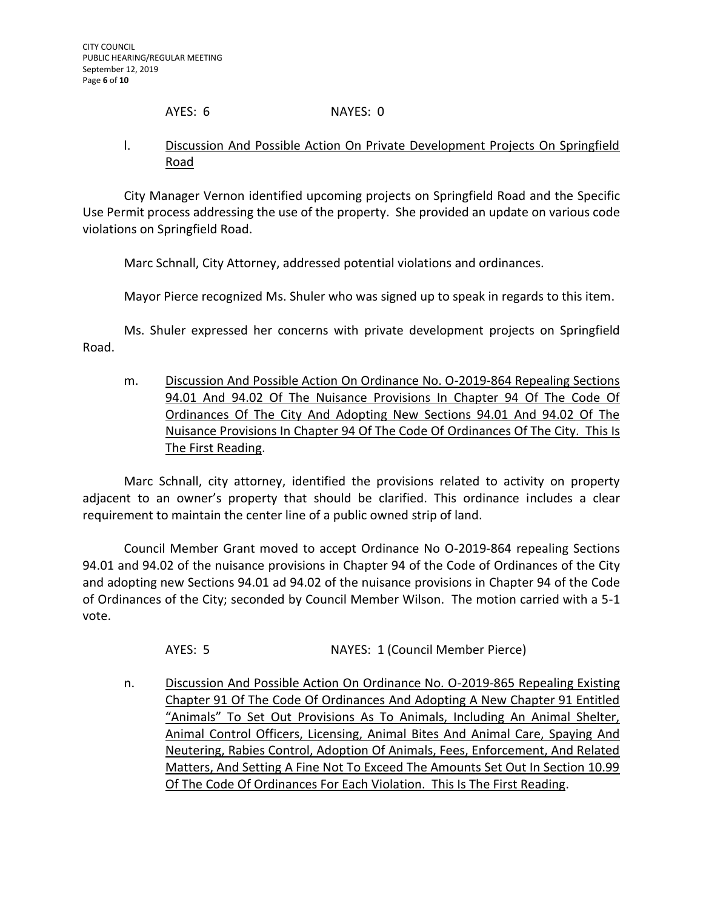AYES: 6 NAYES: 0

l. Discussion And Possible Action On Private Development Projects On Springfield Road

City Manager Vernon identified upcoming projects on Springfield Road and the Specific Use Permit process addressing the use of the property. She provided an update on various code violations on Springfield Road.

Marc Schnall, City Attorney, addressed potential violations and ordinances.

Mayor Pierce recognized Ms. Shuler who was signed up to speak in regards to this item.

Ms. Shuler expressed her concerns with private development projects on Springfield Road.

m. Discussion And Possible Action On Ordinance No. O-2019-864 Repealing Sections 94.01 And 94.02 Of The Nuisance Provisions In Chapter 94 Of The Code Of Ordinances Of The City And Adopting New Sections 94.01 And 94.02 Of The Nuisance Provisions In Chapter 94 Of The Code Of Ordinances Of The City. This Is The First Reading.

Marc Schnall, city attorney, identified the provisions related to activity on property adjacent to an owner's property that should be clarified. This ordinance includes a clear requirement to maintain the center line of a public owned strip of land.

Council Member Grant moved to accept Ordinance No O-2019-864 repealing Sections 94.01 and 94.02 of the nuisance provisions in Chapter 94 of the Code of Ordinances of the City and adopting new Sections 94.01 ad 94.02 of the nuisance provisions in Chapter 94 of the Code of Ordinances of the City; seconded by Council Member Wilson. The motion carried with a 5-1 vote.

AYES: 5 NAYES: 1 (Council Member Pierce)

n. Discussion And Possible Action On Ordinance No. O-2019-865 Repealing Existing Chapter 91 Of The Code Of Ordinances And Adopting A New Chapter 91 Entitled "Animals" To Set Out Provisions As To Animals, Including An Animal Shelter, Animal Control Officers, Licensing, Animal Bites And Animal Care, Spaying And Neutering, Rabies Control, Adoption Of Animals, Fees, Enforcement, And Related Matters, And Setting A Fine Not To Exceed The Amounts Set Out In Section 10.99 Of The Code Of Ordinances For Each Violation. This Is The First Reading.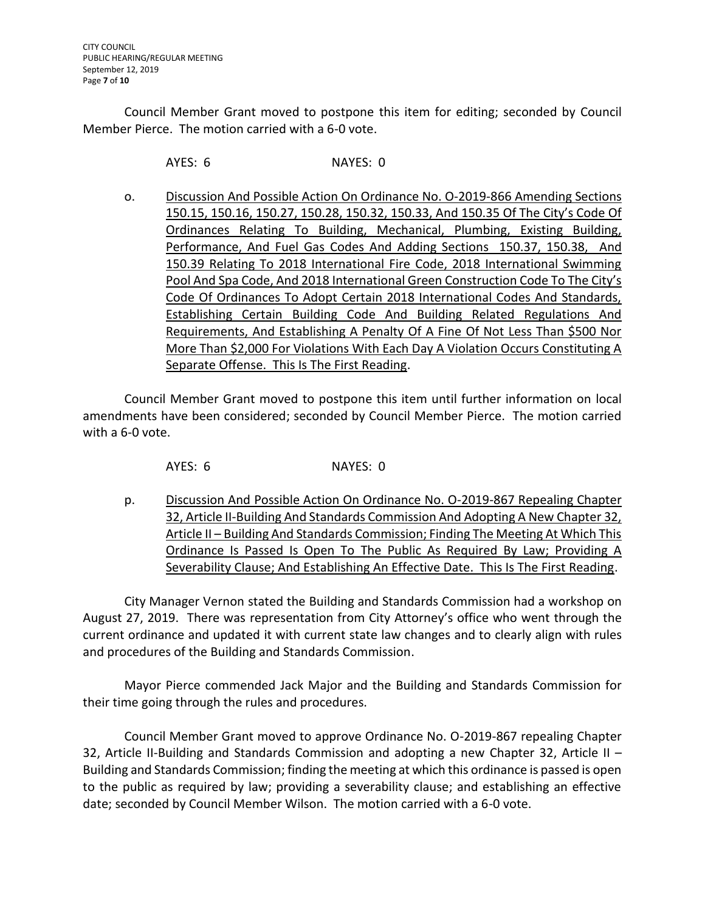Council Member Grant moved to postpone this item for editing; seconded by Council Member Pierce. The motion carried with a 6-0 vote.

AYES: 6 NAYES: 0

o. Discussion And Possible Action On Ordinance No. O-2019-866 Amending Sections 150.15, 150.16, 150.27, 150.28, 150.32, 150.33, And 150.35 Of The City's Code Of Ordinances Relating To Building, Mechanical, Plumbing, Existing Building, Performance, And Fuel Gas Codes And Adding Sections 150.37, 150.38, And 150.39 Relating To 2018 International Fire Code, 2018 International Swimming Pool And Spa Code, And 2018 International Green Construction Code To The City's Code Of Ordinances To Adopt Certain 2018 International Codes And Standards, Establishing Certain Building Code And Building Related Regulations And Requirements, And Establishing A Penalty Of A Fine Of Not Less Than $500 Nor More Than $2,000 For Violations With Each Day A Violation Occurs Constituting A Separate Offense. This Is The First Reading.

Council Member Grant moved to postpone this item until further information on local amendments have been considered; seconded by Council Member Pierce. The motion carried with a 6-0 vote.

AYES: 6 NAYES: 0

p. Discussion And Possible Action On Ordinance No. O-2019-867 Repealing Chapter 32, Article II-Building And Standards Commission And Adopting A New Chapter 32, Article II – Building And Standards Commission; Finding The Meeting At Which This Ordinance Is Passed Is Open To The Public As Required By Law; Providing A Severability Clause; And Establishing An Effective Date. This Is The First Reading.

City Manager Vernon stated the Building and Standards Commission had a workshop on August 27, 2019. There was representation from City Attorney's office who went through the current ordinance and updated it with current state law changes and to clearly align with rules and procedures of the Building and Standards Commission.

Mayor Pierce commended Jack Major and the Building and Standards Commission for their time going through the rules and procedures.

Council Member Grant moved to approve Ordinance No. O-2019-867 repealing Chapter 32, Article II-Building and Standards Commission and adopting a new Chapter 32, Article II – Building and Standards Commission; finding the meeting at which this ordinance is passed is open to the public as required by law; providing a severability clause; and establishing an effective date; seconded by Council Member Wilson. The motion carried with a 6-0 vote.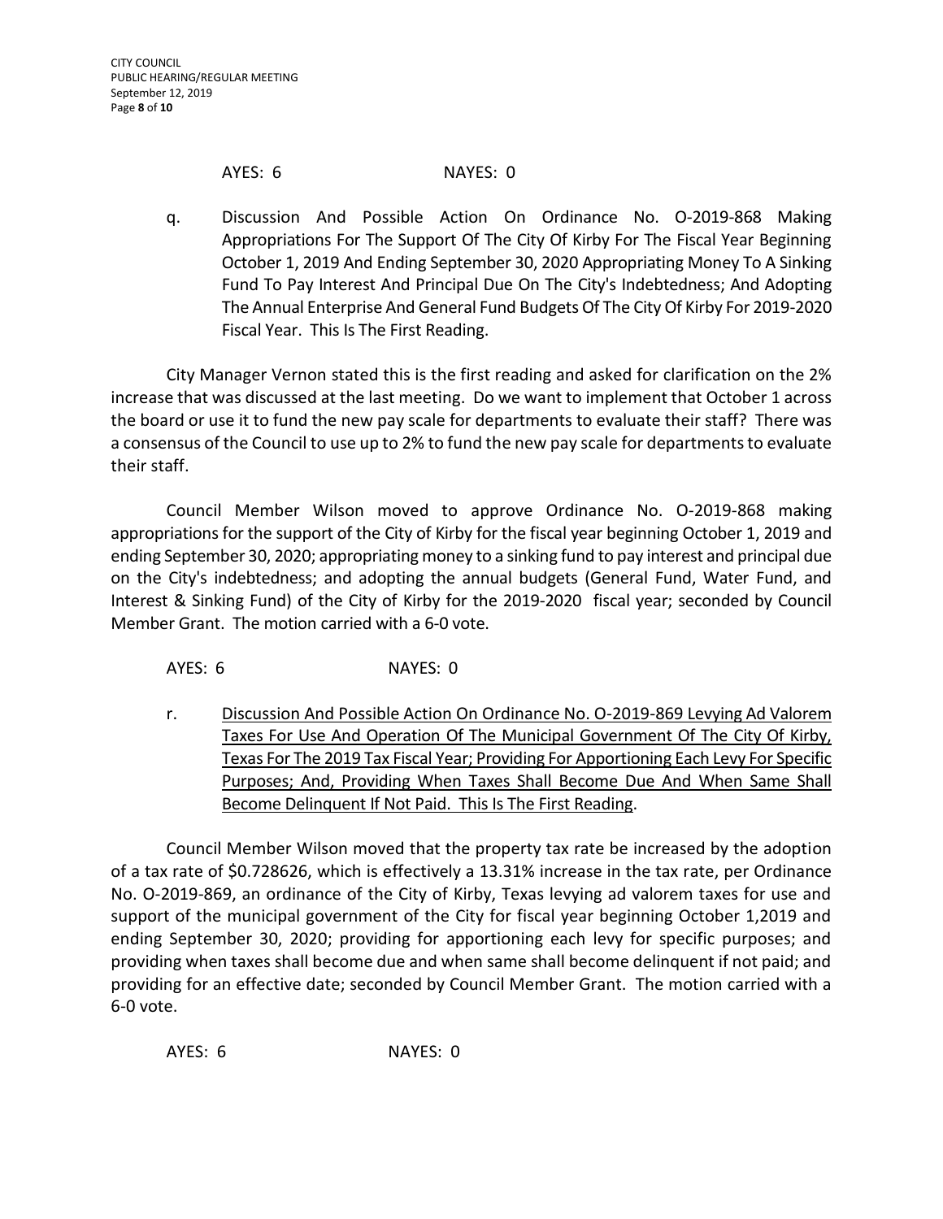AYES: 6 NAYES: 0

q. Discussion And Possible Action On Ordinance No. O-2019-868 Making Appropriations For The Support Of The City Of Kirby For The Fiscal Year Beginning October 1, 2019 And Ending September 30, 2020 Appropriating Money To A Sinking Fund To Pay Interest And Principal Due On The City's Indebtedness; And Adopting The Annual Enterprise And General Fund Budgets Of The City Of Kirby For 2019-2020 Fiscal Year. This Is The First Reading.

City Manager Vernon stated this is the first reading and asked for clarification on the 2% increase that was discussed at the last meeting. Do we want to implement that October 1 across the board or use it to fund the new pay scale for departments to evaluate their staff? There was a consensus of the Council to use up to 2% to fund the new pay scale for departments to evaluate their staff.

Council Member Wilson moved to approve Ordinance No. O-2019-868 making appropriations for the support of the City of Kirby for the fiscal year beginning October 1, 2019 and ending September 30, 2020; appropriating money to a sinking fund to pay interest and principal due on the City's indebtedness; and adopting the annual budgets (General Fund, Water Fund, and Interest & Sinking Fund) of the City of Kirby for the 2019-2020 fiscal year; seconded by Council Member Grant. The motion carried with a 6-0 vote.

AYES: 6 NAYES: 0

r. <u>Discussion And Possible Action On Ordinance No. O-2019-869 Levying Ad Valorem Taxes For Use And Operation Of The Municipal Government Of The City Of Kirby, Texas For The 2019 Tax Fiscal Year; Providing For Apportioning Each Levy For Specific Purposes; And, Providing When Taxes Shall Become Due And When Same Shall Become Delinquent If Not Paid. This Is The First Reading</u>.

Council Member Wilson moved that the property tax rate be increased by the adoption of a tax rate of $0.728626, which is effectively a 13.31% increase in the tax rate, per Ordinance No. O-2019-869, an ordinance of the City of Kirby, Texas levying ad valorem taxes for use and support of the municipal government of the City for fiscal year beginning October 1,2019 and ending September 30, 2020; providing for apportioning each levy for specific purposes; and providing when taxes shall become due and when same shall become delinquent if not paid; and providing for an effective date; seconded by Council Member Grant. The motion carried with a 6-0 vote.

AYES: 6 NAYES: 0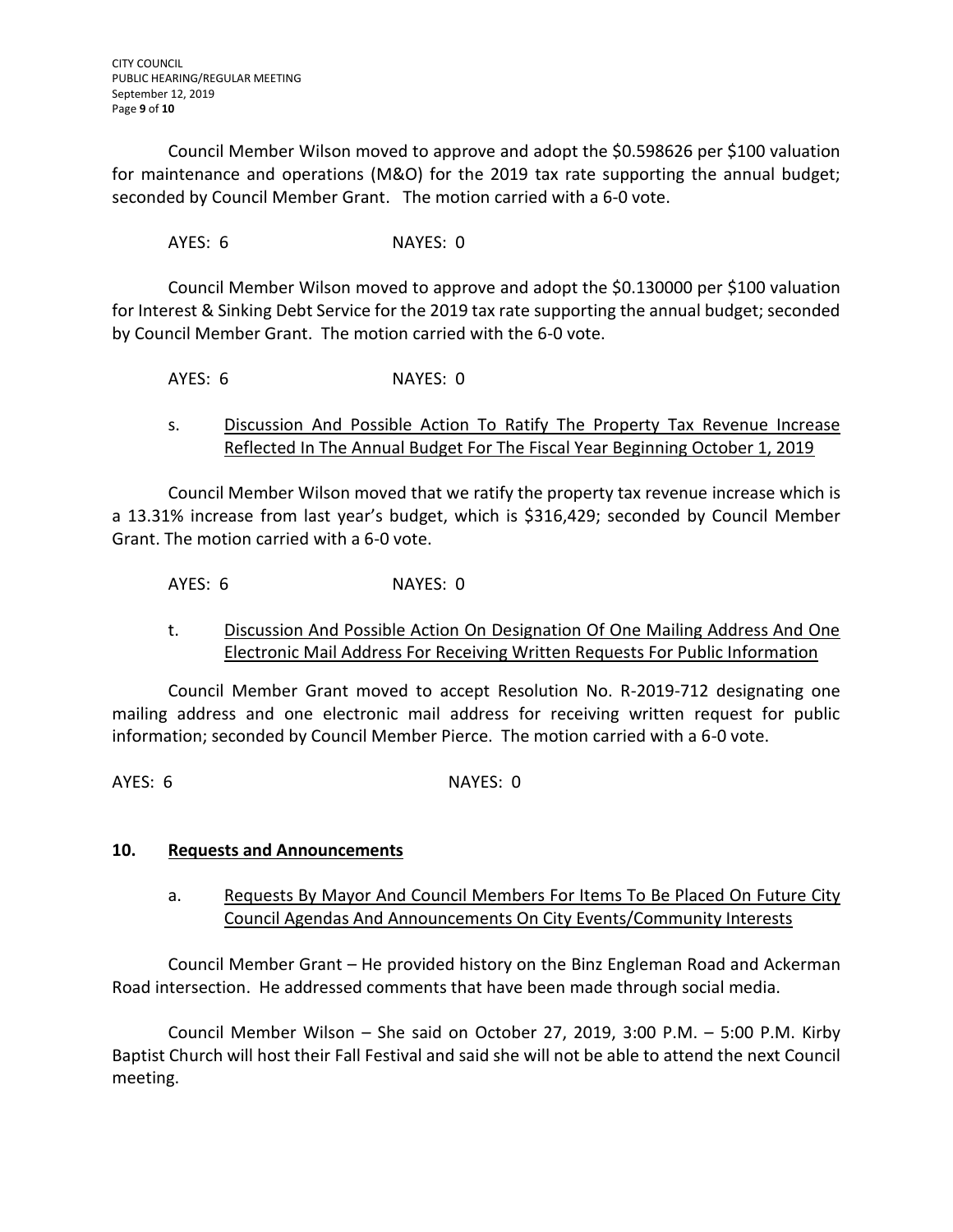Council Member Wilson moved to approve and adopt the $0.598626 per $100 valuation for maintenance and operations (M&O) for the 2019 tax rate supporting the annual budget; seconded by Council Member Grant. The motion carried with a 6-0 vote.

AYES: 6 NAYES: 0

Council Member Wilson moved to approve and adopt the $0.130000 per $100 valuation for Interest & Sinking Debt Service for the 2019 tax rate supporting the annual budget; seconded by Council Member Grant. The motion carried with the 6-0 vote.

AYES: 6 NAYES: 0

s. <u>Discussion And Possible Action To Ratify The Property Tax Revenue Increase Reflected In The Annual Budget For The Fiscal Year Beginning October 1, 2019</u>

Council Member Wilson moved that we ratify the property tax revenue increase which is a 13.31% increase from last year's budget, which is $316,429; seconded by Council Member Grant. The motion carried with a 6-0 vote.

AYES: 6 NAYES: 0

t. <u>Discussion And Possible Action On Designation Of One Mailing Address And One Electronic Mail Address For Receiving Written Requests For Public Information</u>

Council Member Grant moved to accept Resolution No. R-2019-712 designating one mailing address and one electronic mail address for receiving written request for public information; seconded by Council Member Pierce. The motion carried with a 6-0 vote.

AYES: 6 NAYES: 0

## 10. <u>Requests and Announcements</u>

a. <u>Requests By Mayor And Council Members For Items To Be Placed On Future City Council Agendas And Announcements On City Events/Community Interests</u>

Council Member Grant – He provided history on the Binz Engleman Road and Ackerman Road intersection. He addressed comments that have been made through social media.

Council Member Wilson – She said on October 27, 2019, 3:00 P.M. – 5:00 P.M. Kirby Baptist Church will host their Fall Festival and said she will not be able to attend the next Council meeting.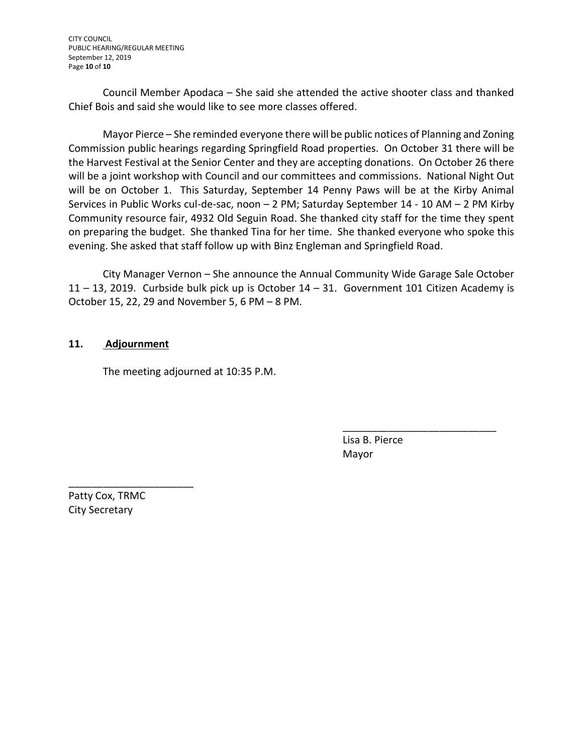Council Member Apodaca – She said she attended the active shooter class and thanked Chief Bois and said she would like to see more classes offered.

Mayor Pierce – She reminded everyone there will be public notices of Planning and Zoning Commission public hearings regarding Springfield Road properties. On October 31 there will be the Harvest Festival at the Senior Center and they are accepting donations. On October 26 there will be a joint workshop with Council and our committees and commissions. National Night Out will be on October 1. This Saturday, September 14 Penny Paws will be at the Kirby Animal Services in Public Works cul-de-sac, noon – 2 PM; Saturday September 14 - 10 AM – 2 PM Kirby Community resource fair, 4932 Old Seguin Road. She thanked city staff for the time they spent on preparing the budget. She thanked Tina for her time. She thanked everyone who spoke this evening. She asked that staff follow up with Binz Engleman and Springfield Road.

City Manager Vernon – She announce the Annual Community Wide Garage Sale October 11 – 13, 2019. Curbside bulk pick up is October 14 – 31. Government 101 Citizen Academy is October 15, 22, 29 and November 5, 6 PM – 8 PM.

## 11. **Adjournment**

The meeting adjourned at 10:35 P.M.

\_\_\_\_\_\_\_\_\_\_\_\_\_\_\_\_\_\_\_\_\_\_\_\_\_\_\_
Lisa B. Pierce
Mayor

\_\_\_\_\_\_\_\_\_\_\_\_\_\_\_\_\_\_\_\_\_\_
Patty Cox, TRMC
City Secretary